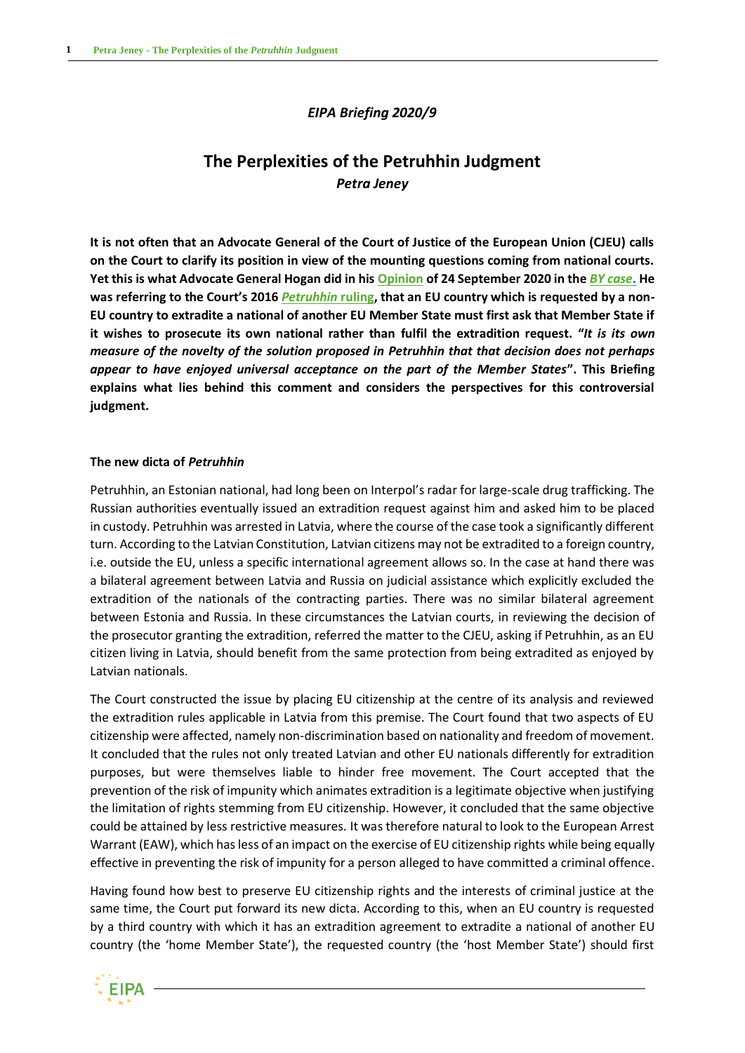*EIPA Briefing 2020/9*

# The Perplexities of the Petruhhin Judgment

*Petra Jeney*

**It is not often that an Advocate General of the Court of Justice of the European Union (CJEU) calls on the Court to clarify its position in view of the mounting questions coming from national courts. Yet this is what Advocate General Hogan did in his Opinion of 24 September 2020 in the *BY case*. He was referring to the Court's 2016 *Petruhhin* ruling, that an EU country which is requested by a non-EU country to extradite a national of another EU Member State must first ask that Member State if it wishes to prosecute its own national rather than fulfil the extradition request. "*It is its own measure of the novelty of the solution proposed in Petruhhin that that decision does not perhaps appear to have enjoyed universal acceptance on the part of the Member States*". This Briefing explains what lies behind this comment and considers the perspectives for this controversial judgment.**

## The new dicta of *Petruhhin*

Petruhhin, an Estonian national, had long been on Interpol's radar for large-scale drug trafficking. The Russian authorities eventually issued an extradition request against him and asked him to be placed in custody. Petruhhin was arrested in Latvia, where the course of the case took a significantly different turn. According to the Latvian Constitution, Latvian citizens may not be extradited to a foreign country, i.e. outside the EU, unless a specific international agreement allows so. In the case at hand there was a bilateral agreement between Latvia and Russia on judicial assistance which explicitly excluded the extradition of the nationals of the contracting parties. There was no similar bilateral agreement between Estonia and Russia. In these circumstances the Latvian courts, in reviewing the decision of the prosecutor granting the extradition, referred the matter to the CJEU, asking if Petruhhin, as an EU citizen living in Latvia, should benefit from the same protection from being extradited as enjoyed by Latvian nationals.

The Court constructed the issue by placing EU citizenship at the centre of its analysis and reviewed the extradition rules applicable in Latvia from this premise. The Court found that two aspects of EU citizenship were affected, namely non-discrimination based on nationality and freedom of movement. It concluded that the rules not only treated Latvian and other EU nationals differently for extradition purposes, but were themselves liable to hinder free movement. The Court accepted that the prevention of the risk of impunity which animates extradition is a legitimate objective when justifying the limitation of rights stemming from EU citizenship. However, it concluded that the same objective could be attained by less restrictive measures. It was therefore natural to look to the European Arrest Warrant (EAW), which has less of an impact on the exercise of EU citizenship rights while being equally effective in preventing the risk of impunity for a person alleged to have committed a criminal offence.

Having found how best to preserve EU citizenship rights and the interests of criminal justice at the same time, the Court put forward its new dicta. According to this, when an EU country is requested by a third country with which it has an extradition agreement to extradite a national of another EU country (the 'home Member State'), the requested country (the 'host Member State') should first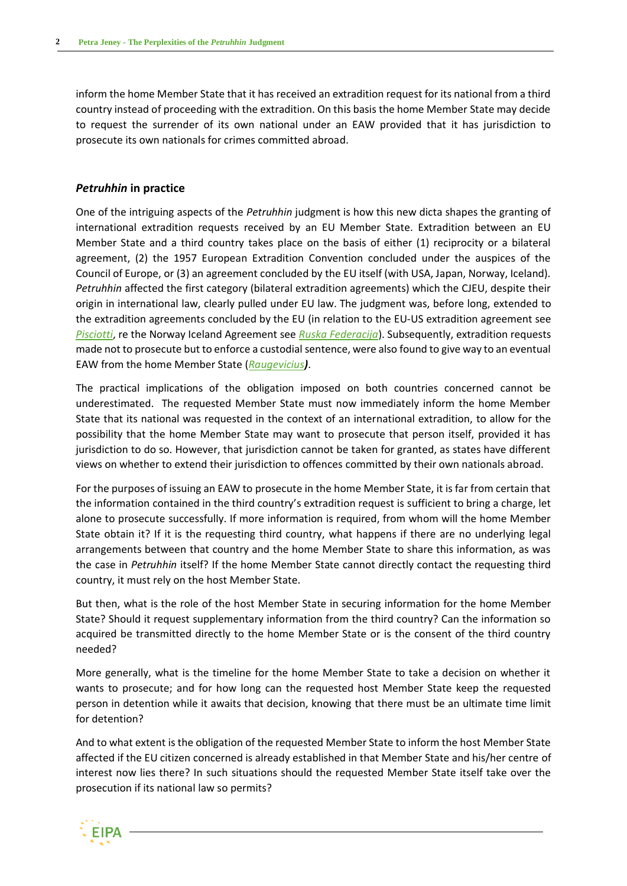inform the home Member State that it has received an extradition request for its national from a third country instead of proceeding with the extradition. On this basis the home Member State may decide to request the surrender of its own national under an EAW provided that it has jurisdiction to prosecute its own nationals for crimes committed abroad.

## *Petruhhin* in practice

One of the intriguing aspects of the *Petruhhin* judgment is how this new dicta shapes the granting of international extradition requests received by an EU Member State. Extradition between an EU Member State and a third country takes place on the basis of either (1) reciprocity or a bilateral agreement, (2) the 1957 European Extradition Convention concluded under the auspices of the Council of Europe, or (3) an agreement concluded by the EU itself (with USA, Japan, Norway, Iceland). *Petruhhin* affected the first category (bilateral extradition agreements) which the CJEU, despite their origin in international law, clearly pulled under EU law. The judgment was, before long, extended to the extradition agreements concluded by the EU (in relation to the EU-US extradition agreement see *Pisciotti*, re the Norway Iceland Agreement see *Ruska Federacija*). Subsequently, extradition requests made not to prosecute but to enforce a custodial sentence, were also found to give way to an eventual EAW from the home Member State (*Raugevicius*).

The practical implications of the obligation imposed on both countries concerned cannot be underestimated. The requested Member State must now immediately inform the home Member State that its national was requested in the context of an international extradition, to allow for the possibility that the home Member State may want to prosecute that person itself, provided it has jurisdiction to do so. However, that jurisdiction cannot be taken for granted, as states have different views on whether to extend their jurisdiction to offences committed by their own nationals abroad.

For the purposes of issuing an EAW to prosecute in the home Member State, it is far from certain that the information contained in the third country's extradition request is sufficient to bring a charge, let alone to prosecute successfully. If more information is required, from whom will the home Member State obtain it? If it is the requesting third country, what happens if there are no underlying legal arrangements between that country and the home Member State to share this information, as was the case in *Petruhhin* itself? If the home Member State cannot directly contact the requesting third country, it must rely on the host Member State.

But then, what is the role of the host Member State in securing information for the home Member State? Should it request supplementary information from the third country? Can the information so acquired be transmitted directly to the home Member State or is the consent of the third country needed?

More generally, what is the timeline for the home Member State to take a decision on whether it wants to prosecute; and for how long can the requested host Member State keep the requested person in detention while it awaits that decision, knowing that there must be an ultimate time limit for detention?

And to what extent is the obligation of the requested Member State to inform the host Member State affected if the EU citizen concerned is already established in that Member State and his/her centre of interest now lies there? In such situations should the requested Member State itself take over the prosecution if its national law so permits?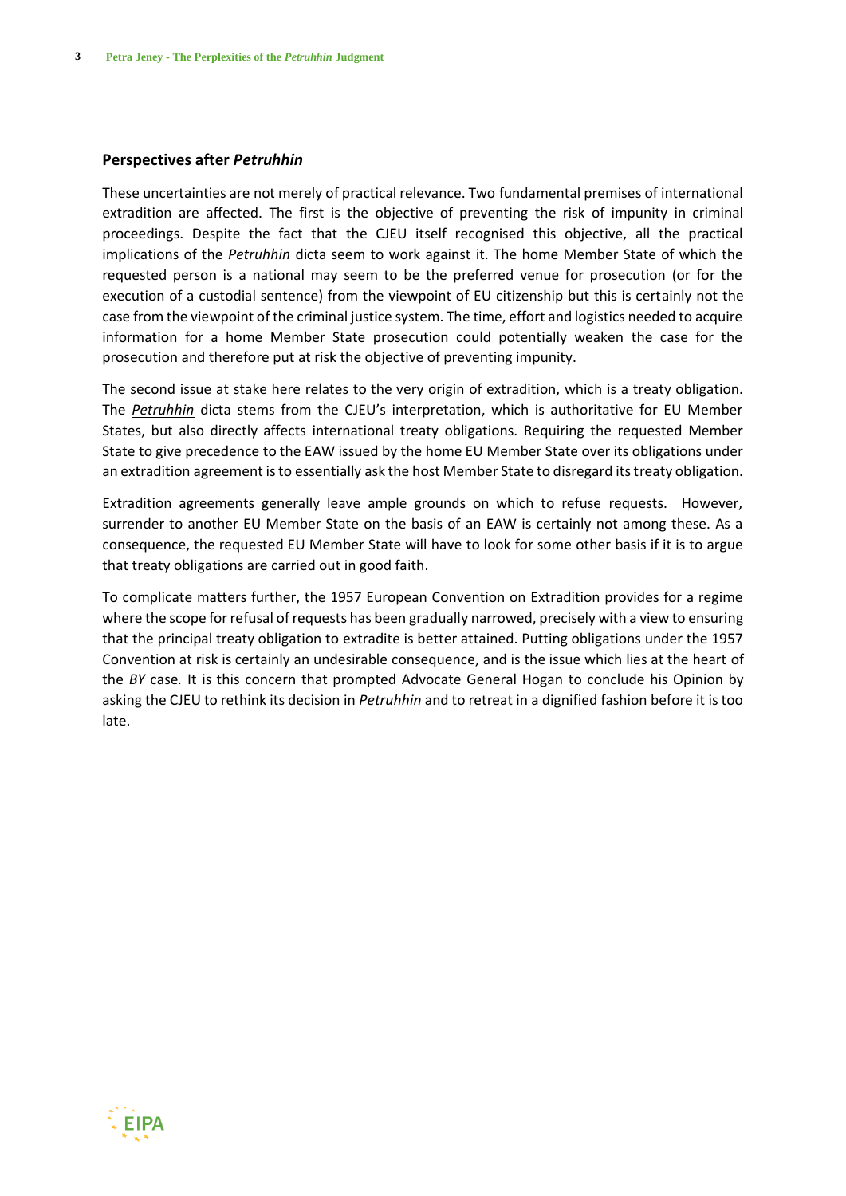## Perspectives after *Petruhhin*

These uncertainties are not merely of practical relevance. Two fundamental premises of international extradition are affected. The first is the objective of preventing the risk of impunity in criminal proceedings. Despite the fact that the CJEU itself recognised this objective, all the practical implications of the *Petruhhin* dicta seem to work against it. The home Member State of which the requested person is a national may seem to be the preferred venue for prosecution (or for the execution of a custodial sentence) from the viewpoint of EU citizenship but this is certainly not the case from the viewpoint of the criminal justice system. The time, effort and logistics needed to acquire information for a home Member State prosecution could potentially weaken the case for the prosecution and therefore put at risk the objective of preventing impunity.

The second issue at stake here relates to the very origin of extradition, which is a treaty obligation. The *Petruhhin* dicta stems from the CJEU's interpretation, which is authoritative for EU Member States, but also directly affects international treaty obligations. Requiring the requested Member State to give precedence to the EAW issued by the home EU Member State over its obligations under an extradition agreement is to essentially ask the host Member State to disregard its treaty obligation.

Extradition agreements generally leave ample grounds on which to refuse requests. However, surrender to another EU Member State on the basis of an EAW is certainly not among these. As a consequence, the requested EU Member State will have to look for some other basis if it is to argue that treaty obligations are carried out in good faith.

To complicate matters further, the 1957 European Convention on Extradition provides for a regime where the scope for refusal of requests has been gradually narrowed, precisely with a view to ensuring that the principal treaty obligation to extradite is better attained. Putting obligations under the 1957 Convention at risk is certainly an undesirable consequence, and is the issue which lies at the heart of the *BY* case. It is this concern that prompted Advocate General Hogan to conclude his Opinion by asking the CJEU to rethink its decision in *Petruhhin* and to retreat in a dignified fashion before it is too late.